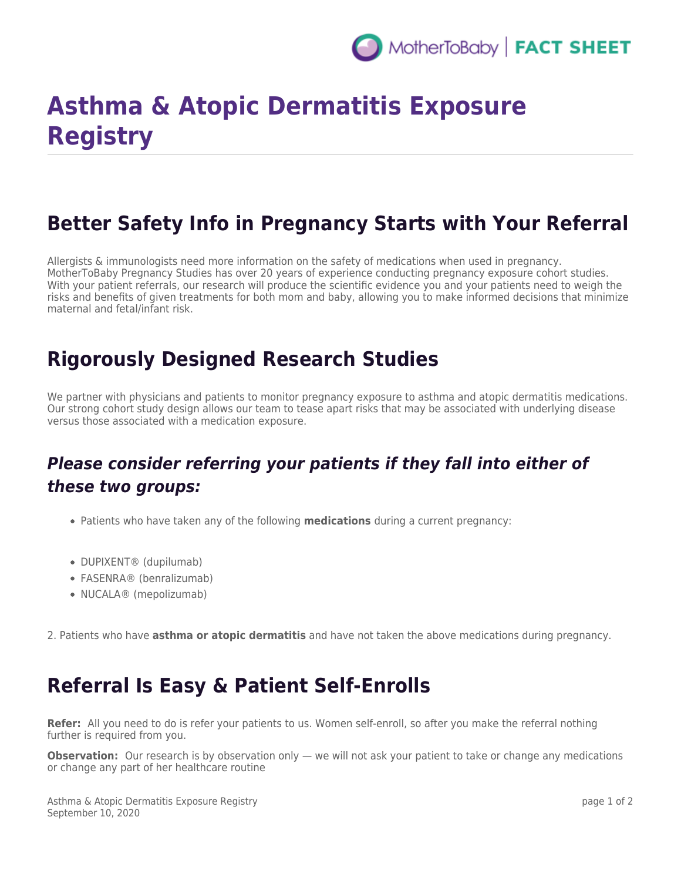MotherToBaby | FACT SHEET

# Asthma & Atopic Dermatitis Exposure Registry

## Better Safety Info in Pregnancy Starts with Your Referral

Allergists & immunologists need more information on the safety of medications when used in pregnancy. MotherToBaby Pregnancy Studies has over 20 years of experience conducting pregnancy exposure cohort studies. With your patient referrals, our research will produce the scientific evidence you and your patients need to weigh the risks and benefits of given treatments for both mom and baby, allowing you to make informed decisions that minimize maternal and fetal/infant risk.

## Rigorously Designed Research Studies

We partner with physicians and patients to monitor pregnancy exposure to asthma and atopic dermatitis medications. Our strong cohort study design allows our team to tease apart risks that may be associated with underlying disease versus those associated with a medication exposure.

### *Please consider referring your patients if they fall into either of these two groups:*

- Patients who have taken any of the following **medications** during a current pregnancy:

- DUPIXENT® (dupilumab)
- FASENRA® (benralizumab)
- NUCALA® (mepolizumab)

2. Patients who have **asthma or atopic dermatitis** and have not taken the above medications during pregnancy.

## Referral Is Easy & Patient Self-Enrolls

**Refer:** All you need to do is refer your patients to us. Women self-enroll, so after you make the referral nothing further is required from you.

**Observation:** Our research is by observation only — we will not ask your patient to take or change any medications or change any part of her healthcare routine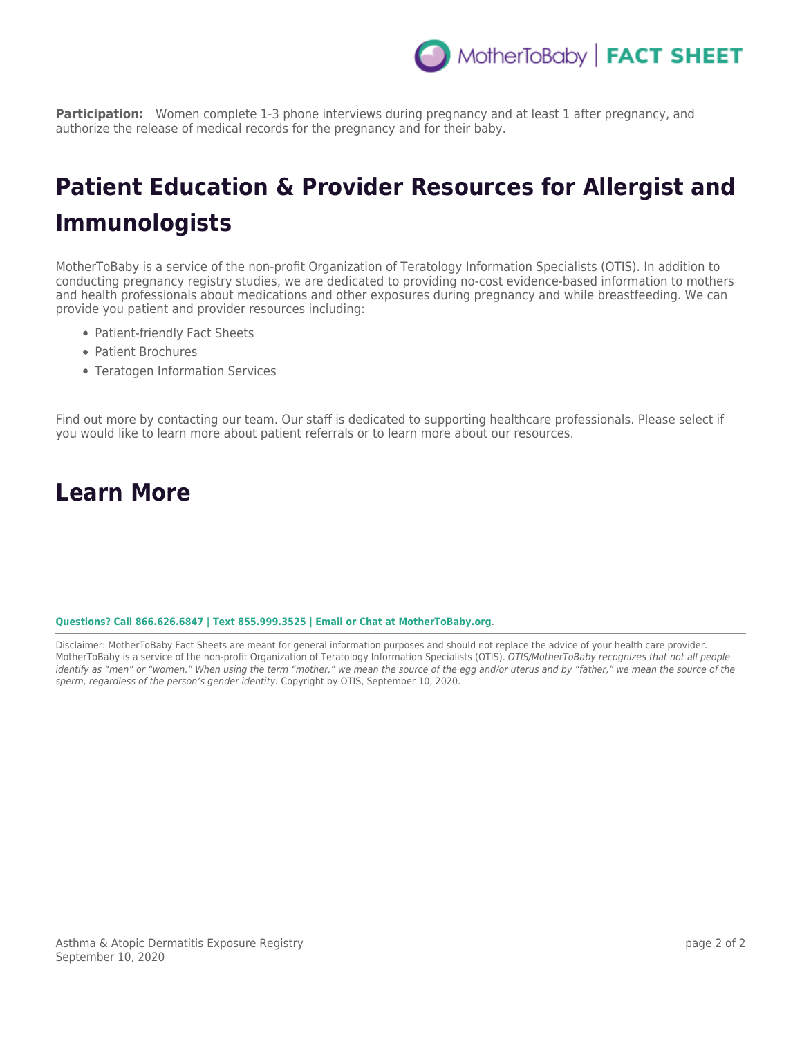**Participation:** Women complete 1-3 phone interviews during pregnancy and at least 1 after pregnancy, and authorize the release of medical records for the pregnancy and for their baby.

## Patient Education & Provider Resources for Allergist and Immunologists

MotherToBaby is a service of the non-profit Organization of Teratology Information Specialists (OTIS). In addition to conducting pregnancy registry studies, we are dedicated to providing no-cost evidence-based information to mothers and health professionals about medications and other exposures during pregnancy and while breastfeeding. We can provide you patient and provider resources including:

- Patient-friendly Fact Sheets
- Patient Brochures
- Teratogen Information Services

Find out more by contacting our team. Our staff is dedicated to supporting healthcare professionals. Please select if you would like to learn more about patient referrals or to learn more about our resources.

## Learn More

**Questions? Call 866.626.6847 | Text 855.999.3525 | Email or Chat at MotherToBaby.org**.

Disclaimer: MotherToBaby Fact Sheets are meant for general information purposes and should not replace the advice of your health care provider. MotherToBaby is a service of the non-profit Organization of Teratology Information Specialists (OTIS). *OTIS/MotherToBaby recognizes that not all people identify as "men" or "women." When using the term "mother," we mean the source of the egg and/or uterus and by "father," we mean the source of the sperm, regardless of the person's gender identity.* Copyright by OTIS, September 10, 2020.